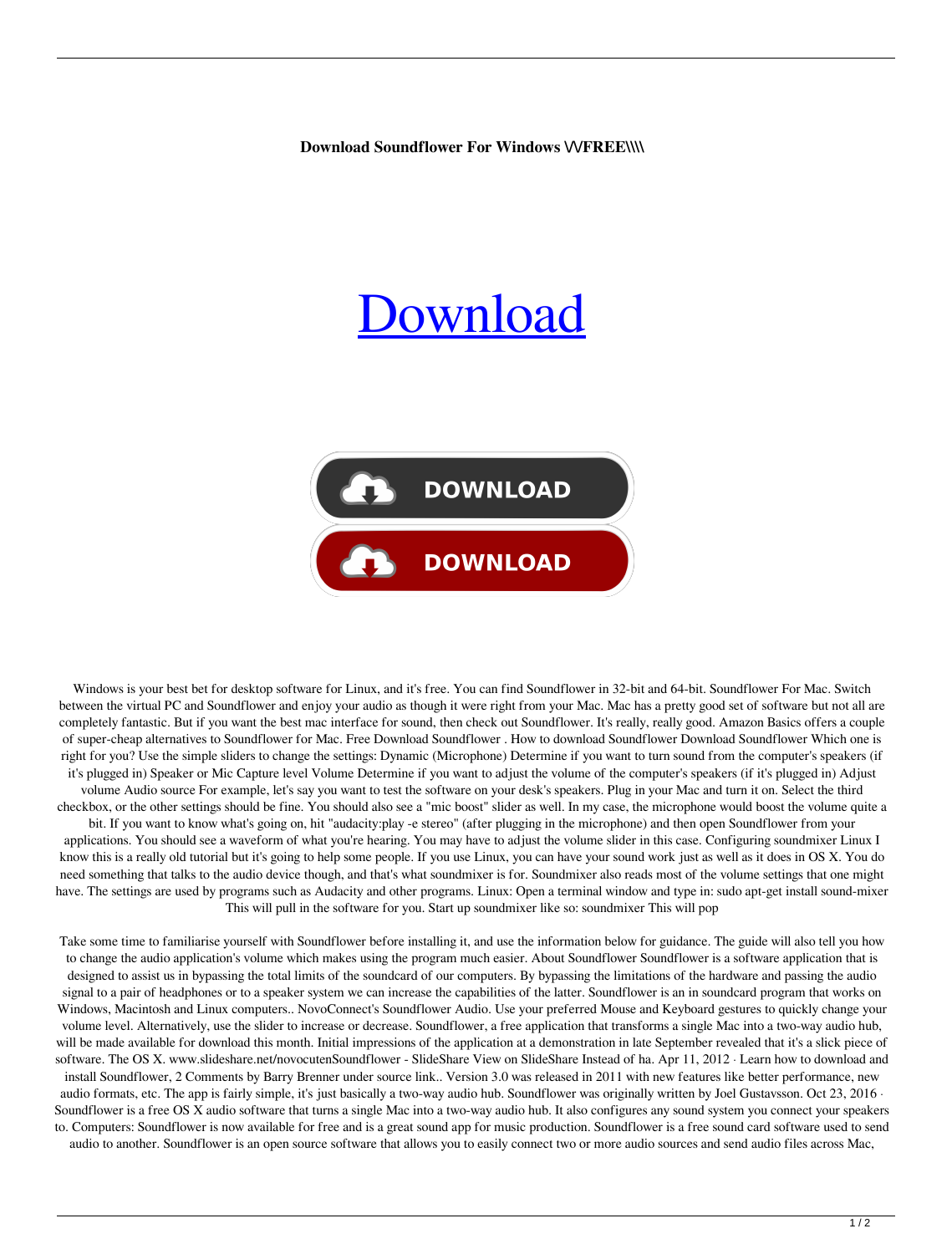**Download Soundflower For Windows \\/FREE\\\\**

# Download

DOWNLOAD

DOWNLOAD

Windows is your best bet for desktop software for Linux, and it's free. You can find Soundflower in 32-bit and 64-bit. Soundflower For Mac. Switch between the virtual PC and Soundflower and enjoy your audio as though it were right from your Mac. Mac has a pretty good set of software but not all are completely fantastic. But if you want the best mac interface for sound, then check out Soundflower. It's really, really good. Amazon Basics offers a couple of super-cheap alternatives to Soundflower for Mac. Free Download Soundflower . How to download Soundflower Download Soundflower Which one is right for you? Use the simple sliders to change the settings: Dynamic (Microphone) Determine if you want to turn sound from the computer's speakers (if it's plugged in) Speaker or Mic Capture level Volume Determine if you want to adjust the volume of the computer's speakers (if it's plugged in) Adjust volume Audio source For example, let's say you want to test the software on your desk's speakers. Plug in your Mac and turn it on. Select the third checkbox, or the other settings should be fine. You should also see a "mic boost" slider as well. In my case, the microphone would boost the volume quite a bit. If you want to know what's going on, hit "audacity:play -e stereo" (after plugging in the microphone) and then open Soundflower from your applications. You should see a waveform of what you're hearing. You may have to adjust the volume slider in this case. Configuring soundmixer Linux I know this is a really old tutorial but it's going to help some people. If you use Linux, you can have your sound work just as well as it does in OS X. You do need something that talks to the audio device though, and that's what soundmixer is for. Soundmixer also reads most of the volume settings that one might have. The settings are used by programs such as Audacity and other programs. Linux: Open a terminal window and type in: sudo apt-get install sound-mixer This will pull in the software for you. Start up soundmixer like so: soundmixer This will pop

Take some time to familiarise yourself with Soundflower before installing it, and use the information below for guidance. The guide will also tell you how to change the audio application's volume which makes using the program much easier. About Soundflower Soundflower is a software application that is designed to assist us in bypassing the total limits of the soundcard of our computers. By bypassing the limitations of the hardware and passing the audio signal to a pair of headphones or to a speaker system we can increase the capabilities of the latter. Soundflower is an in soundcard program that works on Windows, Macintosh and Linux computers.. NovoConnect's Soundflower Audio. Use your preferred Mouse and Keyboard gestures to quickly change your volume level. Alternatively, use the slider to increase or decrease. Soundflower, a free application that transforms a single Mac into a two-way audio hub, will be made available for download this month. Initial impressions of the application at a demonstration in late September revealed that it's a slick piece of software. The OS X. www.slideshare.net/novocutenSoundflower - SlideShare View on SlideShare Instead of ha. Apr 11, 2012 · Learn how to download and install Soundflower, 2 Comments by Barry Brenner under source link.. Version 3.0 was released in 2011 with new features like better performance, new audio formats, etc. The app is fairly simple, it's just basically a two-way audio hub. Soundflower was originally written by Joel Gustavsson. Oct 23, 2016 · Soundflower is a free OS X audio software that turns a single Mac into a two-way audio hub. It also configures any sound system you connect your speakers to. Computers: Soundflower is now available for free and is a great sound app for music production. Soundflower is a free sound card software used to send audio to another. Soundflower is an open source software that allows you to easily connect two or more audio sources and send audio files across Mac,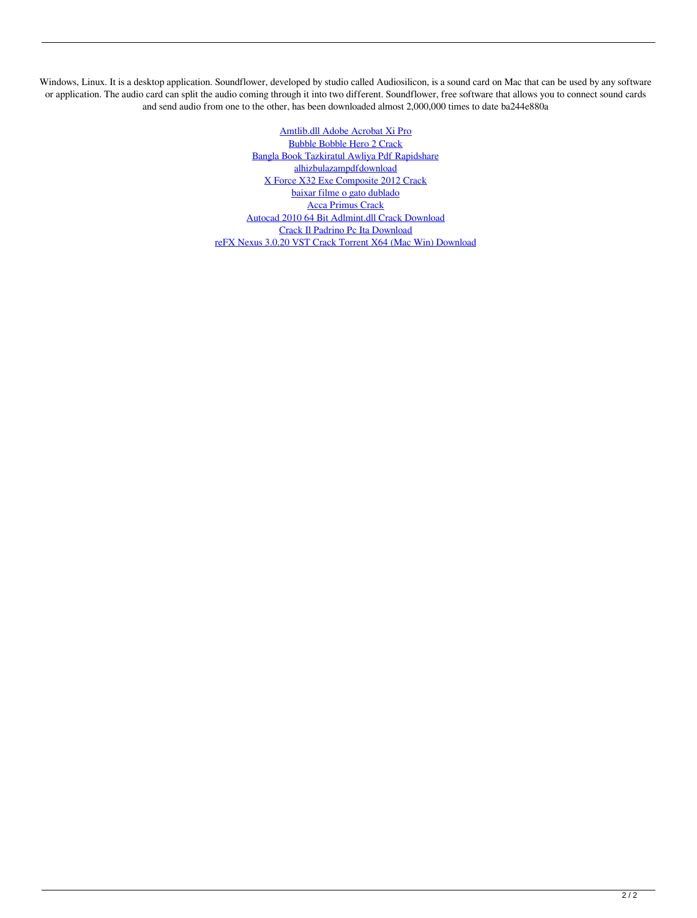Windows, Linux. It is a desktop application. Soundflower, developed by studio called Audiosilicon, is a sound card on Mac that can be used by any software or application. The audio card can split the audio coming through it into two different. Soundflower, free software that allows you to connect sound cards and send audio from one to the other, has been downloaded almost 2,000,000 times to date ba244e880a

Amtlib.dll Adobe Acrobat Xi Pro
Bubble Bobble Hero 2 Crack
Bangla Book Tazkiratul Awliya Pdf Rapidshare
alhizbulazampdfdownload
X Force X32 Exe Composite 2012 Crack
baixar filme o gato dublado
Acca Primus Crack
Autocad 2010 64 Bit Adlmint.dll Crack Download
Crack Il Padrino Pc Ita Download
reFX Nexus 3.0.20 VST Crack Torrent X64 (Mac Win) Download